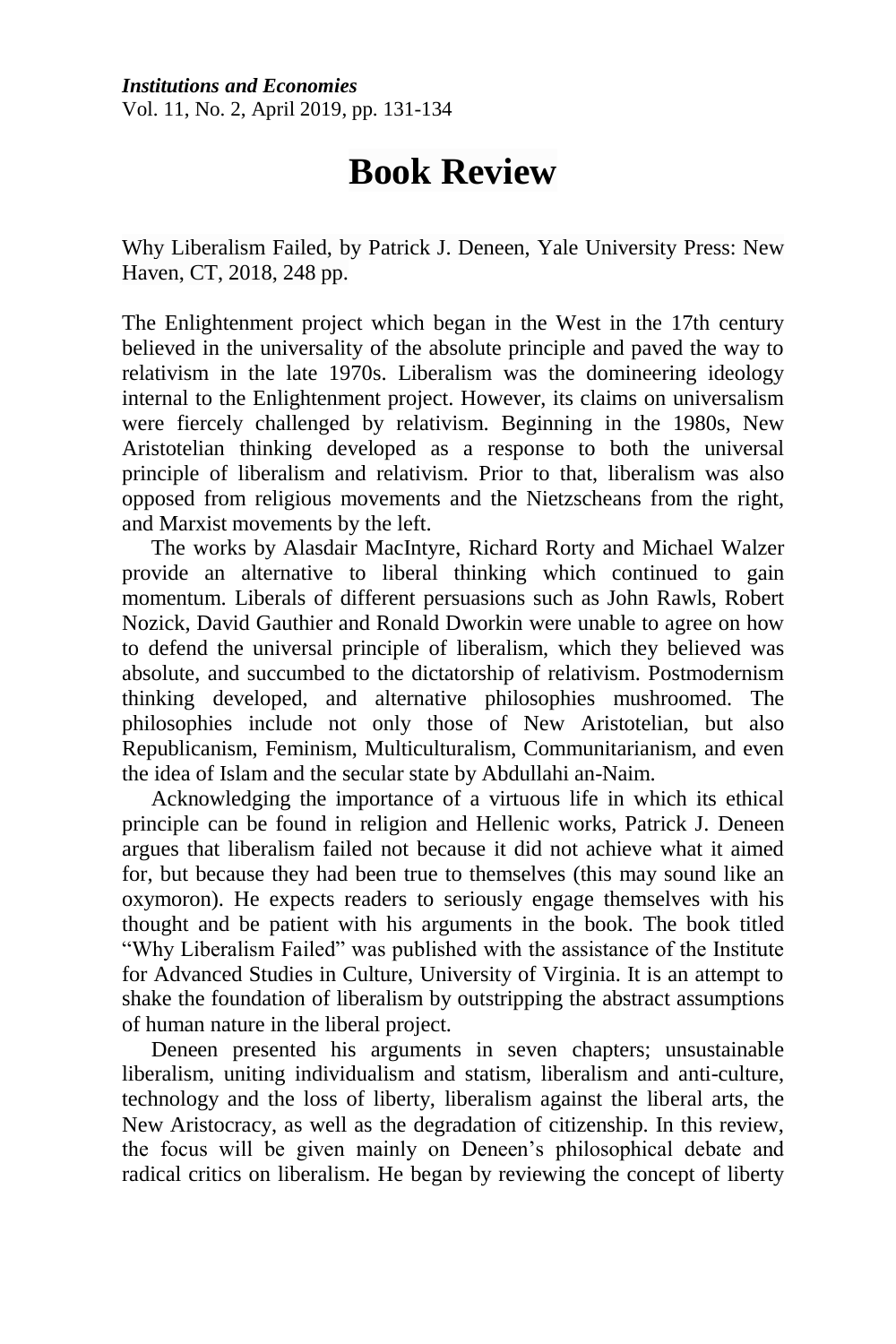# Book Review

Why Liberalism Failed, by Patrick J. Deneen, Yale University Press: New Haven, CT, 2018, 248 pp.

The Enlightenment project which began in the West in the 17th century believed in the universality of the absolute principle and paved the way to relativism in the late 1970s. Liberalism was the domineering ideology internal to the Enlightenment project. However, its claims on universalism were fiercely challenged by relativism. Beginning in the 1980s, New Aristotelian thinking developed as a response to both the universal principle of liberalism and relativism. Prior to that, liberalism was also opposed from religious movements and the Nietzscheans from the right, and Marxist movements by the left.

The works by Alasdair MacIntyre, Richard Rorty and Michael Walzer provide an alternative to liberal thinking which continued to gain momentum. Liberals of different persuasions such as John Rawls, Robert Nozick, David Gauthier and Ronald Dworkin were unable to agree on how to defend the universal principle of liberalism, which they believed was absolute, and succumbed to the dictatorship of relativism. Postmodernism thinking developed, and alternative philosophies mushroomed. The philosophies include not only those of New Aristotelian, but also Republicanism, Feminism, Multiculturalism, Communitarianism, and even the idea of Islam and the secular state by Abdullahi an-Naim.

Acknowledging the importance of a virtuous life in which its ethical principle can be found in religion and Hellenic works, Patrick J. Deneen argues that liberalism failed not because it did not achieve what it aimed for, but because they had been true to themselves (this may sound like an oxymoron). He expects readers to seriously engage themselves with his thought and be patient with his arguments in the book. The book titled "Why Liberalism Failed" was published with the assistance of the Institute for Advanced Studies in Culture, University of Virginia. It is an attempt to shake the foundation of liberalism by outstripping the abstract assumptions of human nature in the liberal project.

Deneen presented his arguments in seven chapters; unsustainable liberalism, uniting individualism and statism, liberalism and anti-culture, technology and the loss of liberty, liberalism against the liberal arts, the New Aristocracy, as well as the degradation of citizenship. In this review, the focus will be given mainly on Deneen's philosophical debate and radical critics on liberalism. He began by reviewing the concept of liberty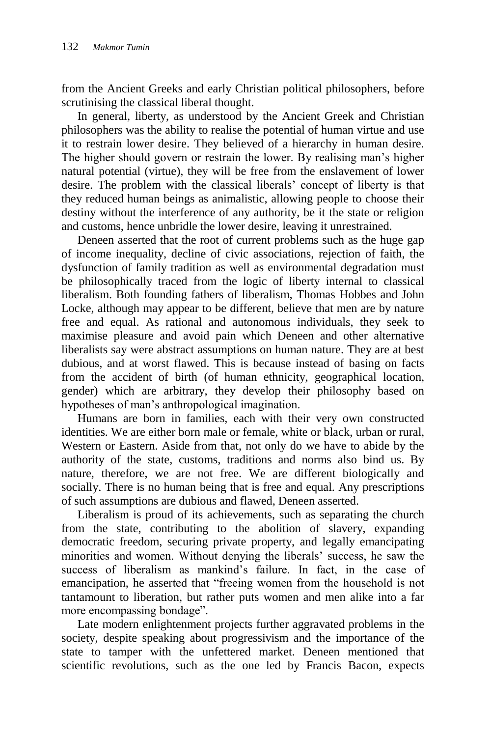from the Ancient Greeks and early Christian political philosophers, before scrutinising the classical liberal thought.

In general, liberty, as understood by the Ancient Greek and Christian philosophers was the ability to realise the potential of human virtue and use it to restrain lower desire. They believed of a hierarchy in human desire. The higher should govern or restrain the lower. By realising man's higher natural potential (virtue), they will be free from the enslavement of lower desire. The problem with the classical liberals' concept of liberty is that they reduced human beings as animalistic, allowing people to choose their destiny without the interference of any authority, be it the state or religion and customs, hence unbridle the lower desire, leaving it unrestrained.

Deneen asserted that the root of current problems such as the huge gap of income inequality, decline of civic associations, rejection of faith, the dysfunction of family tradition as well as environmental degradation must be philosophically traced from the logic of liberty internal to classical liberalism. Both founding fathers of liberalism, Thomas Hobbes and John Locke, although may appear to be different, believe that men are by nature free and equal. As rational and autonomous individuals, they seek to maximise pleasure and avoid pain which Deneen and other alternative liberalists say were abstract assumptions on human nature. They are at best dubious, and at worst flawed. This is because instead of basing on facts from the accident of birth (of human ethnicity, geographical location, gender) which are arbitrary, they develop their philosophy based on hypotheses of man's anthropological imagination.

Humans are born in families, each with their very own constructed identities. We are either born male or female, white or black, urban or rural, Western or Eastern. Aside from that, not only do we have to abide by the authority of the state, customs, traditions and norms also bind us. By nature, therefore, we are not free. We are different biologically and socially. There is no human being that is free and equal. Any prescriptions of such assumptions are dubious and flawed, Deneen asserted.

Liberalism is proud of its achievements, such as separating the church from the state, contributing to the abolition of slavery, expanding democratic freedom, securing private property, and legally emancipating minorities and women. Without denying the liberals' success, he saw the success of liberalism as mankind's failure. In fact, in the case of emancipation, he asserted that "freeing women from the household is not tantamount to liberation, but rather puts women and men alike into a far more encompassing bondage".

Late modern enlightenment projects further aggravated problems in the society, despite speaking about progressivism and the importance of the state to tamper with the unfettered market. Deneen mentioned that scientific revolutions, such as the one led by Francis Bacon, expects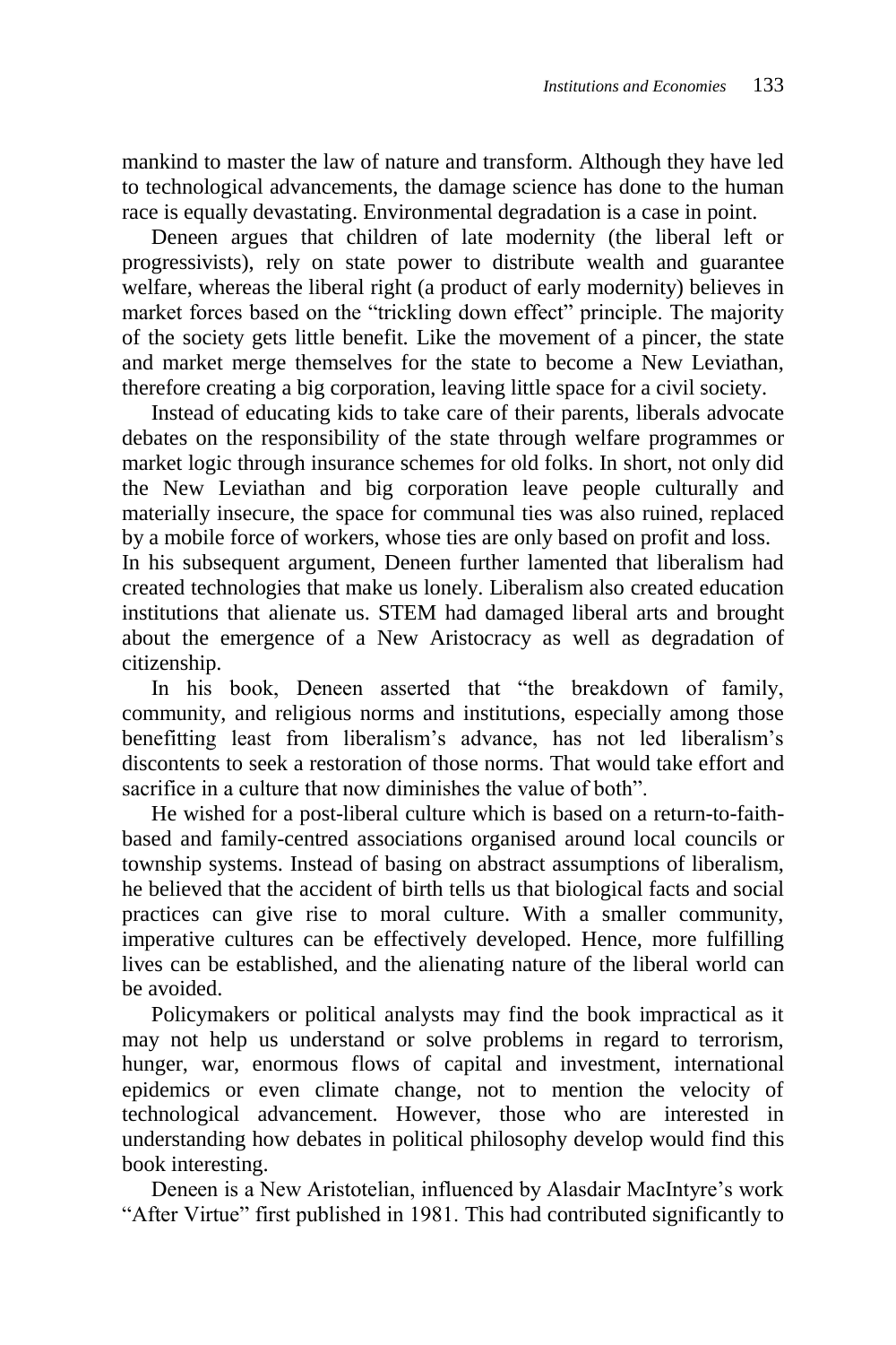mankind to master the law of nature and transform. Although they have led to technological advancements, the damage science has done to the human race is equally devastating. Environmental degradation is a case in point.

Deneen argues that children of late modernity (the liberal left or progressivists), rely on state power to distribute wealth and guarantee welfare, whereas the liberal right (a product of early modernity) believes in market forces based on the "trickling down effect" principle. The majority of the society gets little benefit. Like the movement of a pincer, the state and market merge themselves for the state to become a New Leviathan, therefore creating a big corporation, leaving little space for a civil society.

Instead of educating kids to take care of their parents, liberals advocate debates on the responsibility of the state through welfare programmes or market logic through insurance schemes for old folks. In short, not only did the New Leviathan and big corporation leave people culturally and materially insecure, the space for communal ties was also ruined, replaced by a mobile force of workers, whose ties are only based on profit and loss.

In his subsequent argument, Deneen further lamented that liberalism had created technologies that make us lonely. Liberalism also created education institutions that alienate us. STEM had damaged liberal arts and brought about the emergence of a New Aristocracy as well as degradation of citizenship.

In his book, Deneen asserted that "the breakdown of family, community, and religious norms and institutions, especially among those benefitting least from liberalism's advance, has not led liberalism's discontents to seek a restoration of those norms. That would take effort and sacrifice in a culture that now diminishes the value of both".

He wished for a post-liberal culture which is based on a return-to-faith-based and family-centred associations organised around local councils or township systems. Instead of basing on abstract assumptions of liberalism, he believed that the accident of birth tells us that biological facts and social practices can give rise to moral culture. With a smaller community, imperative cultures can be effectively developed. Hence, more fulfilling lives can be established, and the alienating nature of the liberal world can be avoided.

Policymakers or political analysts may find the book impractical as it may not help us understand or solve problems in regard to terrorism, hunger, war, enormous flows of capital and investment, international epidemics or even climate change, not to mention the velocity of technological advancement. However, those who are interested in understanding how debates in political philosophy develop would find this book interesting.

Deneen is a New Aristotelian, influenced by Alasdair MacIntyre's work "After Virtue" first published in 1981. This had contributed significantly to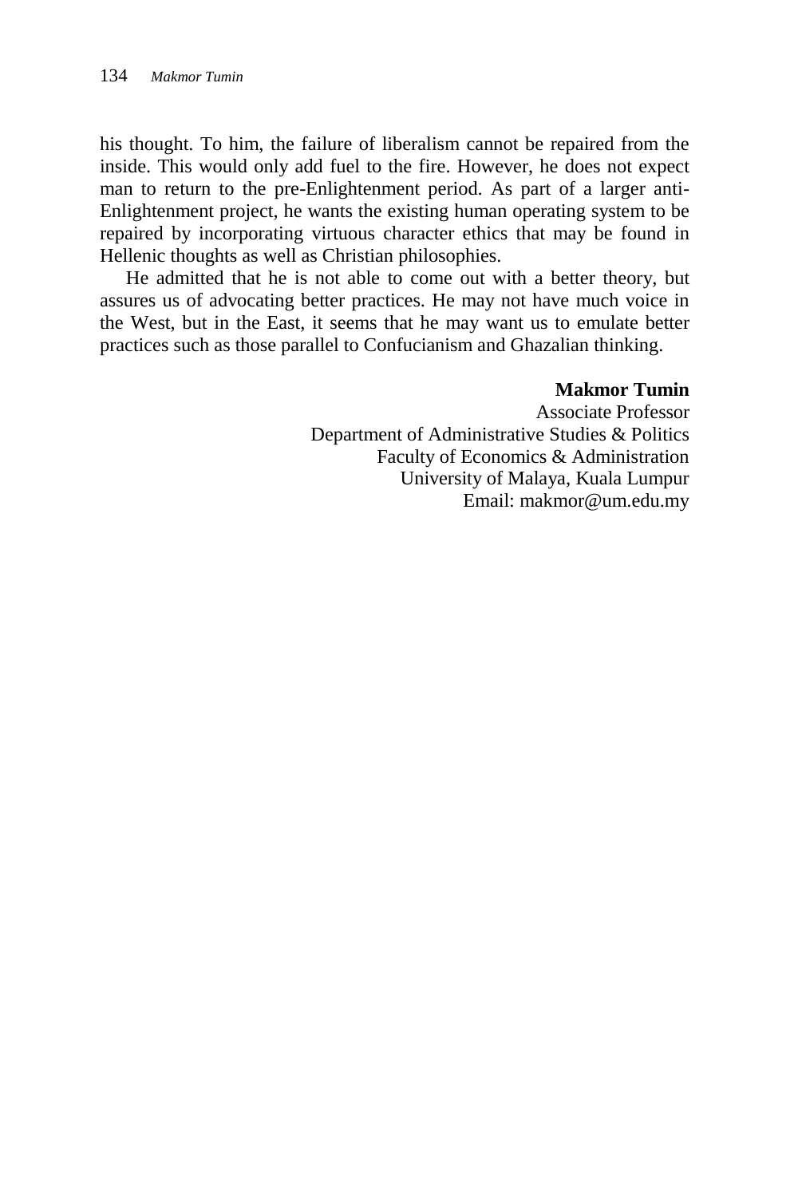his thought. To him, the failure of liberalism cannot be repaired from the inside. This would only add fuel to the fire. However, he does not expect man to return to the pre-Enlightenment period. As part of a larger anti-Enlightenment project, he wants the existing human operating system to be repaired by incorporating virtuous character ethics that may be found in Hellenic thoughts as well as Christian philosophies.

He admitted that he is not able to come out with a better theory, but assures us of advocating better practices. He may not have much voice in the West, but in the East, it seems that he may want us to emulate better practices such as those parallel to Confucianism and Ghazalian thinking.

**Makmor Tumin**
Associate Professor
Department of Administrative Studies & Politics
Faculty of Economics & Administration
University of Malaya, Kuala Lumpur
Email: makmor@um.edu.my